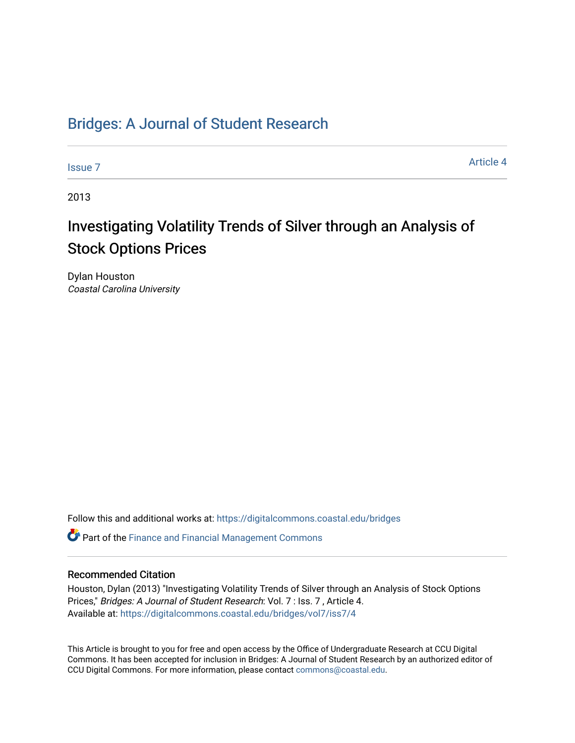# Bridges: A Journal of Student Research

Issue 7

Article 4

2013

## Investigating Volatility Trends of Silver through an Analysis of Stock Options Prices

Dylan Houston
*Coastal Carolina University*

Follow this and additional works at: https://digitalcommons.coastal.edu/bridges

Part of the Finance and Financial Management Commons

### Recommended Citation

Houston, Dylan (2013) "Investigating Volatility Trends of Silver through an Analysis of Stock Options Prices," *Bridges: A Journal of Student Research*: Vol. 7 : Iss. 7 , Article 4.
Available at: https://digitalcommons.coastal.edu/bridges/vol7/iss7/4

This Article is brought to you for free and open access by the Office of Undergraduate Research at CCU Digital Commons. It has been accepted for inclusion in Bridges: A Journal of Student Research by an authorized editor of CCU Digital Commons. For more information, please contact commons@coastal.edu.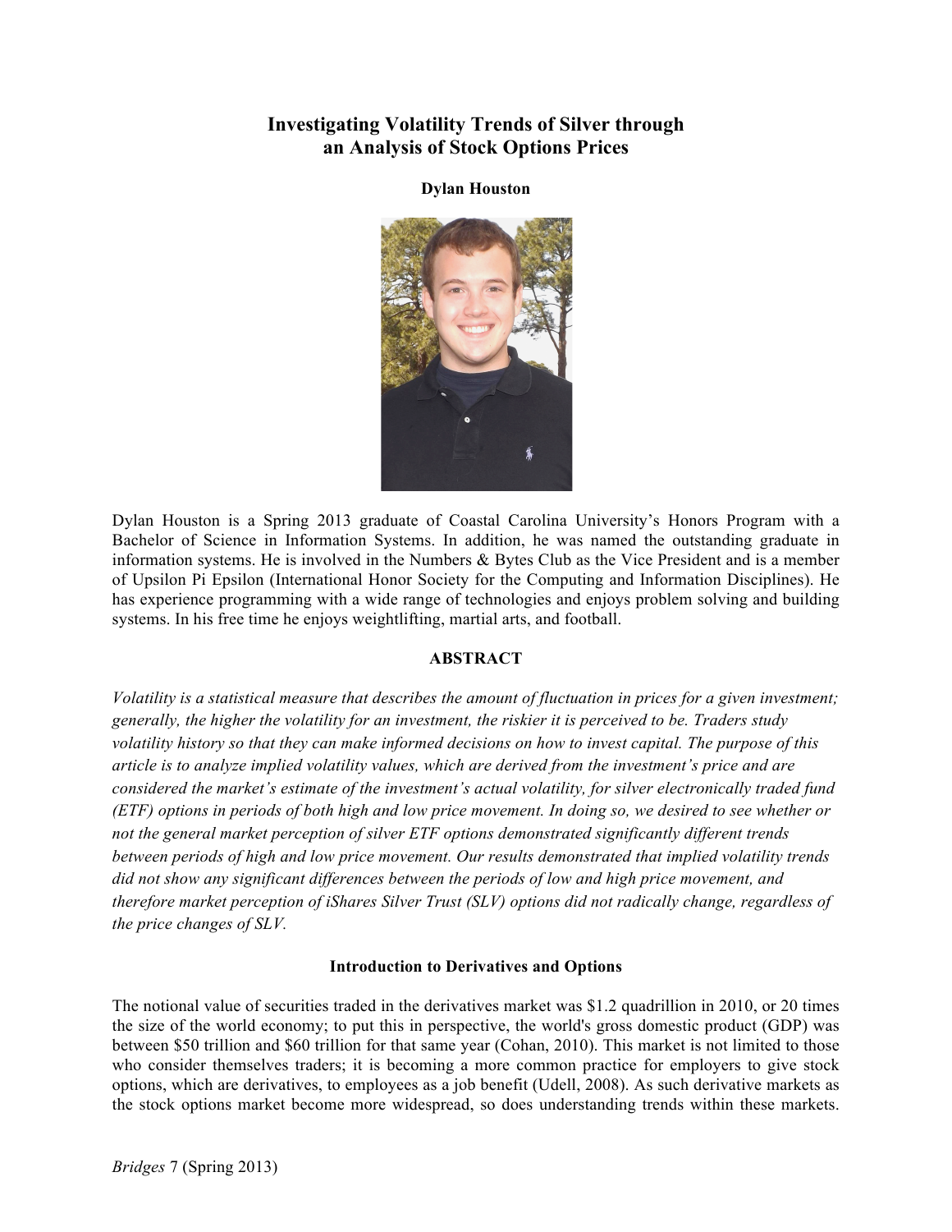# Investigating Volatility Trends of Silver through an Analysis of Stock Options Prices

**Dylan Houston**

Dylan Houston is a Spring 2013 graduate of Coastal Carolina University's Honors Program with a Bachelor of Science in Information Systems. In addition, he was named the outstanding graduate in information systems. He is involved in the Numbers & Bytes Club as the Vice President and is a member of Upsilon Pi Epsilon (International Honor Society for the Computing and Information Disciplines). He has experience programming with a wide range of technologies and enjoys problem solving and building systems. In his free time he enjoys weightlifting, martial arts, and football.

## ABSTRACT

*Volatility is a statistical measure that describes the amount of fluctuation in prices for a given investment; generally, the higher the volatility for an investment, the riskier it is perceived to be. Traders study volatility history so that they can make informed decisions on how to invest capital. The purpose of this article is to analyze implied volatility values, which are derived from the investment's price and are considered the market's estimate of the investment's actual volatility, for silver electronically traded fund (ETF) options in periods of both high and low price movement. In doing so, we desired to see whether or not the general market perception of silver ETF options demonstrated significantly different trends between periods of high and low price movement. Our results demonstrated that implied volatility trends did not show any significant differences between the periods of low and high price movement, and therefore market perception of iShares Silver Trust (SLV) options did not radically change, regardless of the price changes of SLV.*

## Introduction to Derivatives and Options

The notional value of securities traded in the derivatives market was $1.2 quadrillion in 2010, or 20 times the size of the world economy; to put this in perspective, the world's gross domestic product (GDP) was between $50 trillion and $60 trillion for that same year (Cohan, 2010). This market is not limited to those who consider themselves traders; it is becoming a more common practice for employers to give stock options, which are derivatives, to employees as a job benefit (Udell, 2008). As such derivative markets as the stock options market become more widespread, so does understanding trends within these markets.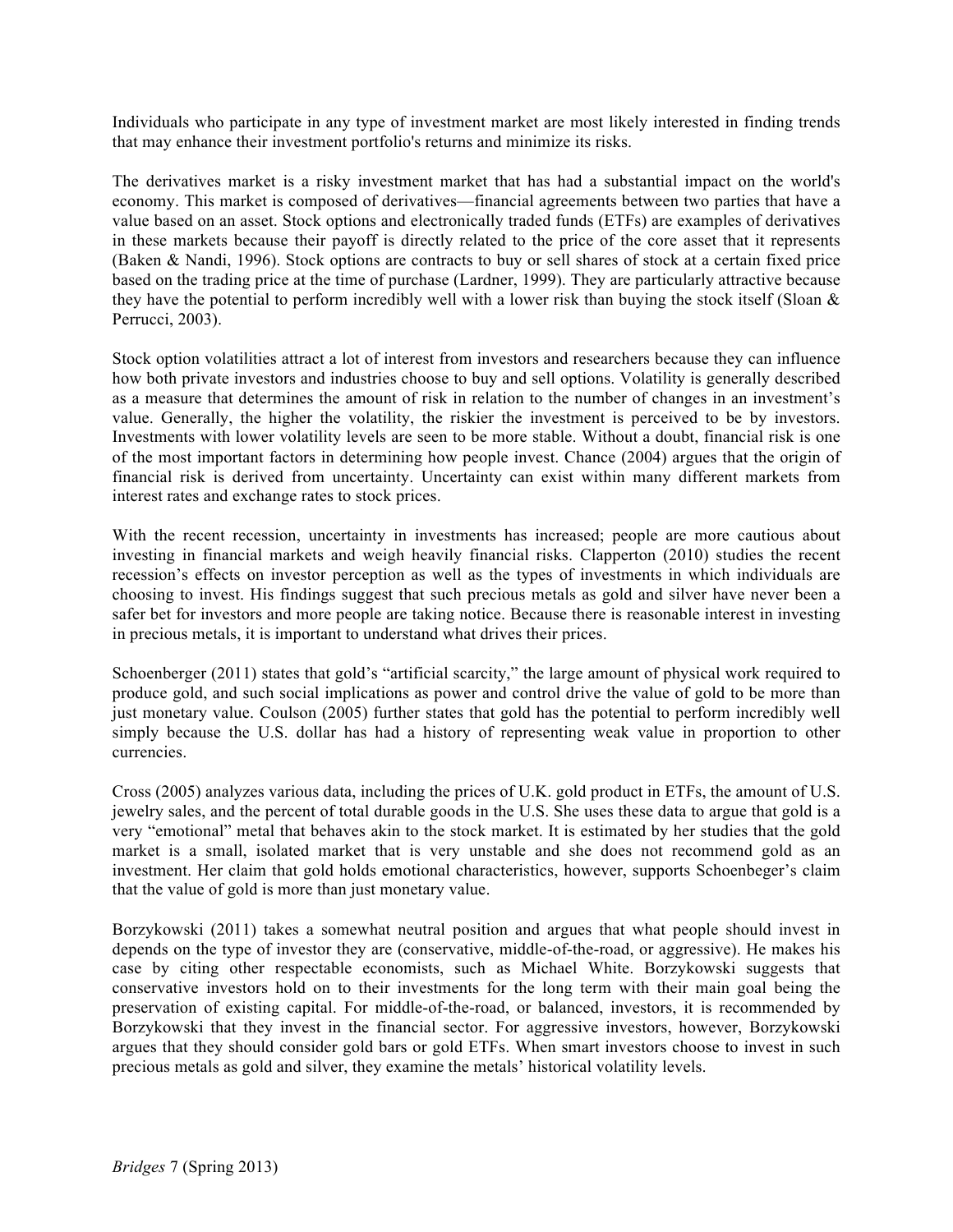Individuals who participate in any type of investment market are most likely interested in finding trends that may enhance their investment portfolio's returns and minimize its risks.

The derivatives market is a risky investment market that has had a substantial impact on the world's economy. This market is composed of derivatives—financial agreements between two parties that have a value based on an asset. Stock options and electronically traded funds (ETFs) are examples of derivatives in these markets because their payoff is directly related to the price of the core asset that it represents (Baken & Nandi, 1996). Stock options are contracts to buy or sell shares of stock at a certain fixed price based on the trading price at the time of purchase (Lardner, 1999). They are particularly attractive because they have the potential to perform incredibly well with a lower risk than buying the stock itself (Sloan & Perrucci, 2003).

Stock option volatilities attract a lot of interest from investors and researchers because they can influence how both private investors and industries choose to buy and sell options. Volatility is generally described as a measure that determines the amount of risk in relation to the number of changes in an investment's value. Generally, the higher the volatility, the riskier the investment is perceived to be by investors. Investments with lower volatility levels are seen to be more stable. Without a doubt, financial risk is one of the most important factors in determining how people invest. Chance (2004) argues that the origin of financial risk is derived from uncertainty. Uncertainty can exist within many different markets from interest rates and exchange rates to stock prices.

With the recent recession, uncertainty in investments has increased; people are more cautious about investing in financial markets and weigh heavily financial risks. Clapperton (2010) studies the recent recession's effects on investor perception as well as the types of investments in which individuals are choosing to invest. His findings suggest that such precious metals as gold and silver have never been a safer bet for investors and more people are taking notice. Because there is reasonable interest in investing in precious metals, it is important to understand what drives their prices.

Schoenberger (2011) states that gold's "artificial scarcity," the large amount of physical work required to produce gold, and such social implications as power and control drive the value of gold to be more than just monetary value. Coulson (2005) further states that gold has the potential to perform incredibly well simply because the U.S. dollar has had a history of representing weak value in proportion to other currencies.

Cross (2005) analyzes various data, including the prices of U.K. gold product in ETFs, the amount of U.S. jewelry sales, and the percent of total durable goods in the U.S. She uses these data to argue that gold is a very "emotional" metal that behaves akin to the stock market. It is estimated by her studies that the gold market is a small, isolated market that is very unstable and she does not recommend gold as an investment. Her claim that gold holds emotional characteristics, however, supports Schoenbeger's claim that the value of gold is more than just monetary value.

Borzykowski (2011) takes a somewhat neutral position and argues that what people should invest in depends on the type of investor they are (conservative, middle-of-the-road, or aggressive). He makes his case by citing other respectable economists, such as Michael White. Borzykowski suggests that conservative investors hold on to their investments for the long term with their main goal being the preservation of existing capital. For middle-of-the-road, or balanced, investors, it is recommended by Borzykowski that they invest in the financial sector. For aggressive investors, however, Borzykowski argues that they should consider gold bars or gold ETFs. When smart investors choose to invest in such precious metals as gold and silver, they examine the metals' historical volatility levels.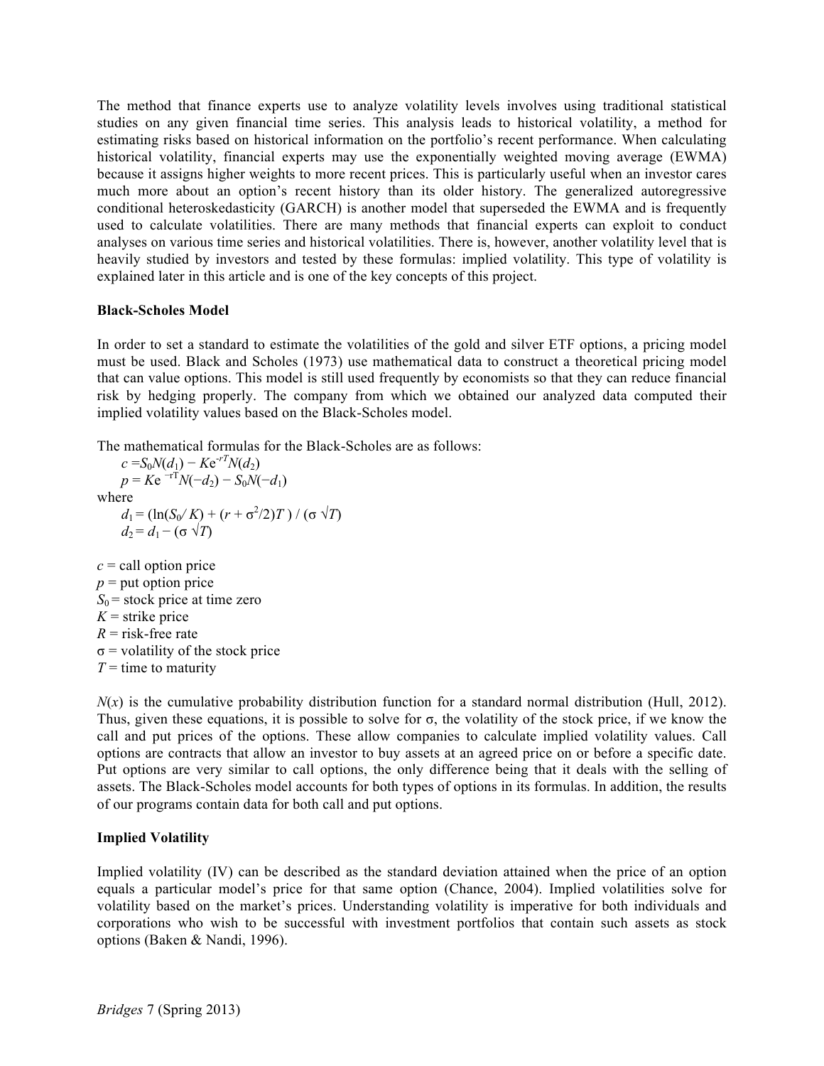The method that finance experts use to analyze volatility levels involves using traditional statistical studies on any given financial time series. This analysis leads to historical volatility, a method for estimating risks based on historical information on the portfolio's recent performance. When calculating historical volatility, financial experts may use the exponentially weighted moving average (EWMA) because it assigns higher weights to more recent prices. This is particularly useful when an investor cares much more about an option's recent history than its older history. The generalized autoregressive conditional heteroskedasticity (GARCH) is another model that superseded the EWMA and is frequently used to calculate volatilities. There are many methods that financial experts can exploit to conduct analyses on various time series and historical volatilities. There is, however, another volatility level that is heavily studied by investors and tested by these formulas: implied volatility. This type of volatility is explained later in this article and is one of the key concepts of this project.

**Black-Scholes Model**

In order to set a standard to estimate the volatilities of the gold and silver ETF options, a pricing model must be used. Black and Scholes (1973) use mathematical data to construct a theoretical pricing model that can value options. This model is still used frequently by economists so that they can reduce financial risk by hedging properly. The company from which we obtained our analyzed data computed their implied volatility values based on the Black-Scholes model.

The mathematical formulas for the Black-Scholes are as follows:

$$c = S_0 N(d_1) - K e^{-rT} N(d_2)$$

$$p = K e^{-rT} N(-d_2) - S_0 N(-d_1)$$

where

$$d_1 = (\ln(S_0 / K) + (r + \sigma^2/2)T) / (\sigma \sqrt{T})$$

$$d_2 = d_1 - (\sigma \sqrt{T})$$

$c$ = call option price
$p$ = put option price
$S_0$ = stock price at time zero
$K$ = strike price
$R$ = risk-free rate
$\sigma$ = volatility of the stock price
$T$ = time to maturity

$N(x)$ is the cumulative probability distribution function for a standard normal distribution (Hull, 2012). Thus, given these equations, it is possible to solve for $\sigma$, the volatility of the stock price, if we know the call and put prices of the options. These allow companies to calculate implied volatility values. Call options are contracts that allow an investor to buy assets at an agreed price on or before a specific date. Put options are very similar to call options, the only difference being that it deals with the selling of assets. The Black-Scholes model accounts for both types of options in its formulas. In addition, the results of our programs contain data for both call and put options.

**Implied Volatility**

Implied volatility (IV) can be described as the standard deviation attained when the price of an option equals a particular model's price for that same option (Chance, 2004). Implied volatilities solve for volatility based on the market's prices. Understanding volatility is imperative for both individuals and corporations who wish to be successful with investment portfolios that contain such assets as stock options (Baken & Nandi, 1996).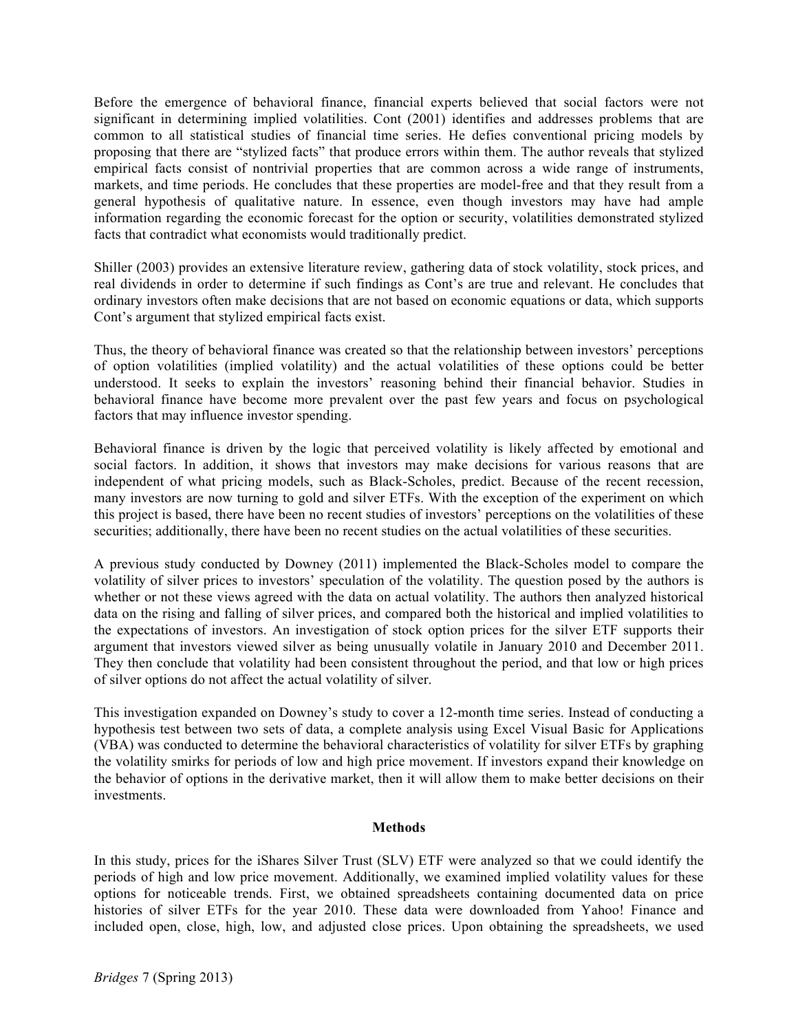Before the emergence of behavioral finance, financial experts believed that social factors were not significant in determining implied volatilities. Cont (2001) identifies and addresses problems that are common to all statistical studies of financial time series. He defies conventional pricing models by proposing that there are "stylized facts" that produce errors within them. The author reveals that stylized empirical facts consist of nontrivial properties that are common across a wide range of instruments, markets, and time periods. He concludes that these properties are model-free and that they result from a general hypothesis of qualitative nature. In essence, even though investors may have had ample information regarding the economic forecast for the option or security, volatilities demonstrated stylized facts that contradict what economists would traditionally predict.

Shiller (2003) provides an extensive literature review, gathering data of stock volatility, stock prices, and real dividends in order to determine if such findings as Cont's are true and relevant. He concludes that ordinary investors often make decisions that are not based on economic equations or data, which supports Cont's argument that stylized empirical facts exist.

Thus, the theory of behavioral finance was created so that the relationship between investors' perceptions of option volatilities (implied volatility) and the actual volatilities of these options could be better understood. It seeks to explain the investors' reasoning behind their financial behavior. Studies in behavioral finance have become more prevalent over the past few years and focus on psychological factors that may influence investor spending.

Behavioral finance is driven by the logic that perceived volatility is likely affected by emotional and social factors. In addition, it shows that investors may make decisions for various reasons that are independent of what pricing models, such as Black-Scholes, predict. Because of the recent recession, many investors are now turning to gold and silver ETFs. With the exception of the experiment on which this project is based, there have been no recent studies of investors' perceptions on the volatilities of these securities; additionally, there have been no recent studies on the actual volatilities of these securities.

A previous study conducted by Downey (2011) implemented the Black-Scholes model to compare the volatility of silver prices to investors' speculation of the volatility. The question posed by the authors is whether or not these views agreed with the data on actual volatility. The authors then analyzed historical data on the rising and falling of silver prices, and compared both the historical and implied volatilities to the expectations of investors. An investigation of stock option prices for the silver ETF supports their argument that investors viewed silver as being unusually volatile in January 2010 and December 2011. They then conclude that volatility had been consistent throughout the period, and that low or high prices of silver options do not affect the actual volatility of silver.

This investigation expanded on Downey's study to cover a 12-month time series. Instead of conducting a hypothesis test between two sets of data, a complete analysis using Excel Visual Basic for Applications (VBA) was conducted to determine the behavioral characteristics of volatility for silver ETFs by graphing the volatility smirks for periods of low and high price movement. If investors expand their knowledge on the behavior of options in the derivative market, then it will allow them to make better decisions on their investments.

## Methods

In this study, prices for the iShares Silver Trust (SLV) ETF were analyzed so that we could identify the periods of high and low price movement. Additionally, we examined implied volatility values for these options for noticeable trends. First, we obtained spreadsheets containing documented data on price histories of silver ETFs for the year 2010. These data were downloaded from Yahoo! Finance and included open, close, high, low, and adjusted close prices. Upon obtaining the spreadsheets, we used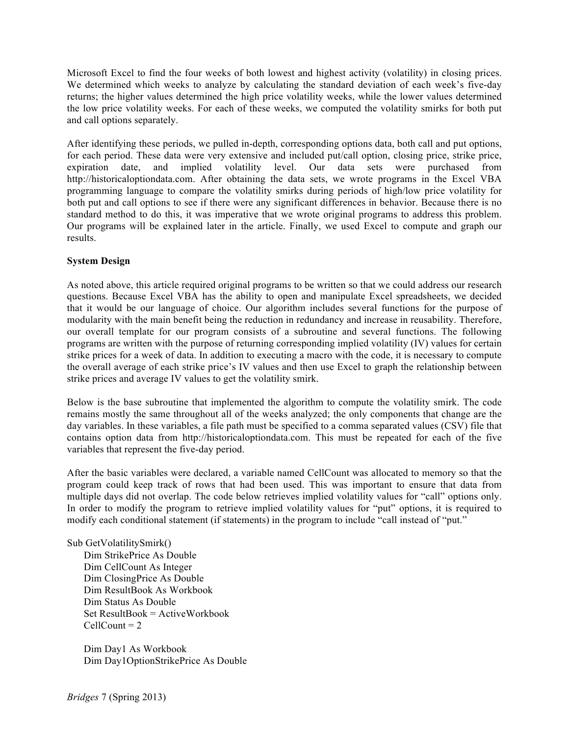Microsoft Excel to find the four weeks of both lowest and highest activity (volatility) in closing prices. We determined which weeks to analyze by calculating the standard deviation of each week's five-day returns; the higher values determined the high price volatility weeks, while the lower values determined the low price volatility weeks. For each of these weeks, we computed the volatility smirks for both put and call options separately.

After identifying these periods, we pulled in-depth, corresponding options data, both call and put options, for each period. These data were very extensive and included put/call option, closing price, strike price, expiration date, and implied volatility level. Our data sets were purchased from http://historicaloptiondata.com. After obtaining the data sets, we wrote programs in the Excel VBA programming language to compare the volatility smirks during periods of high/low price volatility for both put and call options to see if there were any significant differences in behavior. Because there is no standard method to do this, it was imperative that we wrote original programs to address this problem. Our programs will be explained later in the article. Finally, we used Excel to compute and graph our results.

**System Design**

As noted above, this article required original programs to be written so that we could address our research questions. Because Excel VBA has the ability to open and manipulate Excel spreadsheets, we decided that it would be our language of choice. Our algorithm includes several functions for the purpose of modularity with the main benefit being the reduction in redundancy and increase in reusability. Therefore, our overall template for our program consists of a subroutine and several functions. The following programs are written with the purpose of returning corresponding implied volatility (IV) values for certain strike prices for a week of data. In addition to executing a macro with the code, it is necessary to compute the overall average of each strike price's IV values and then use Excel to graph the relationship between strike prices and average IV values to get the volatility smirk.

Below is the base subroutine that implemented the algorithm to compute the volatility smirk. The code remains mostly the same throughout all of the weeks analyzed; the only components that change are the day variables. In these variables, a file path must be specified to a comma separated values (CSV) file that contains option data from http://historicaloptiondata.com. This must be repeated for each of the five variables that represent the five-day period.

After the basic variables were declared, a variable named CellCount was allocated to memory so that the program could keep track of rows that had been used. This was important to ensure that data from multiple days did not overlap. The code below retrieves implied volatility values for "call" options only. In order to modify the program to retrieve implied volatility values for "put" options, it is required to modify each conditional statement (if statements) in the program to include "call instead of "put."

```
Sub GetVolatilitySmirk()
    Dim StrikePrice As Double
    Dim CellCount As Integer
    Dim ClosingPrice As Double
    Dim ResultBook As Workbook
    Dim Status As Double
    Set ResultBook = ActiveWorkbook
    CellCount = 2

    Dim Day1 As Workbook
    Dim Day1OptionStrikePrice As Double
```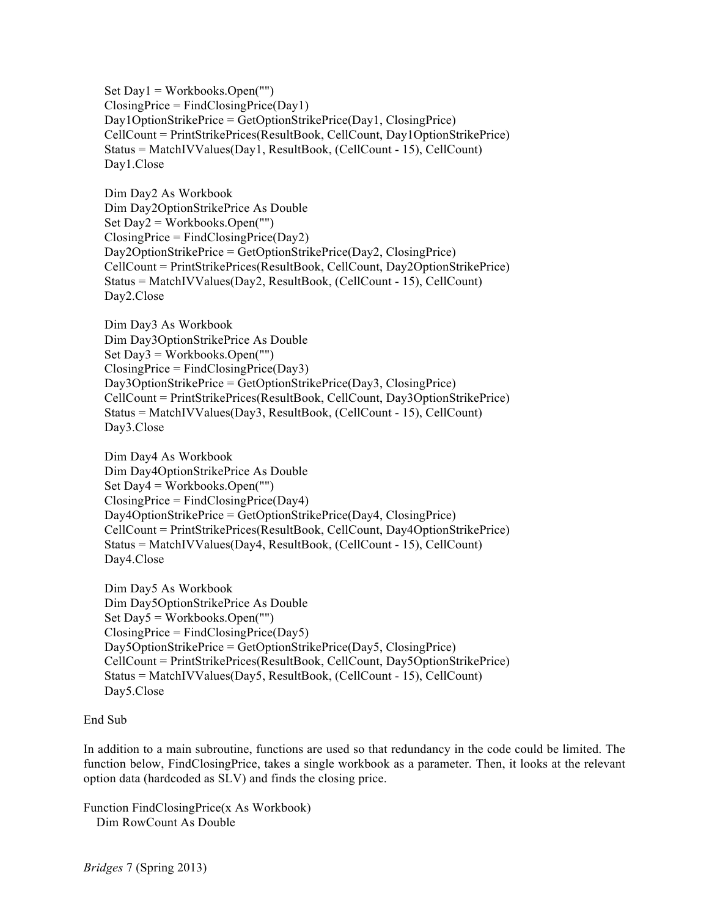```
    Set Day1 = Workbooks.Open("")
    ClosingPrice = FindClosingPrice(Day1)
    Day1OptionStrikePrice = GetOptionStrikePrice(Day1, ClosingPrice)
    CellCount = PrintStrikePrices(ResultBook, CellCount, Day1OptionStrikePrice)
    Status = MatchIVValues(Day1, ResultBook, (CellCount - 15), CellCount)
    Day1.Close

    Dim Day2 As Workbook
    Dim Day2OptionStrikePrice As Double
    Set Day2 = Workbooks.Open("")
    ClosingPrice = FindClosingPrice(Day2)
    Day2OptionStrikePrice = GetOptionStrikePrice(Day2, ClosingPrice)
    CellCount = PrintStrikePrices(ResultBook, CellCount, Day2OptionStrikePrice)
    Status = MatchIVValues(Day2, ResultBook, (CellCount - 15), CellCount)
    Day2.Close

    Dim Day3 As Workbook
    Dim Day3OptionStrikePrice As Double
    Set Day3 = Workbooks.Open("")
    ClosingPrice = FindClosingPrice(Day3)
    Day3OptionStrikePrice = GetOptionStrikePrice(Day3, ClosingPrice)
    CellCount = PrintStrikePrices(ResultBook, CellCount, Day3OptionStrikePrice)
    Status = MatchIVValues(Day3, ResultBook, (CellCount - 15), CellCount)
    Day3.Close

    Dim Day4 As Workbook
    Dim Day4OptionStrikePrice As Double
    Set Day4 = Workbooks.Open("")
    ClosingPrice = FindClosingPrice(Day4)
    Day4OptionStrikePrice = GetOptionStrikePrice(Day4, ClosingPrice)
    CellCount = PrintStrikePrices(ResultBook, CellCount, Day4OptionStrikePrice)
    Status = MatchIVValues(Day4, ResultBook, (CellCount - 15), CellCount)
    Day4.Close

    Dim Day5 As Workbook
    Dim Day5OptionStrikePrice As Double
    Set Day5 = Workbooks.Open("")
    ClosingPrice = FindClosingPrice(Day5)
    Day5OptionStrikePrice = GetOptionStrikePrice(Day5, ClosingPrice)
    CellCount = PrintStrikePrices(ResultBook, CellCount, Day5OptionStrikePrice)
    Status = MatchIVValues(Day5, ResultBook, (CellCount - 15), CellCount)
    Day5.Close

End Sub
```

In addition to a main subroutine, functions are used so that redundancy in the code could be limited. The function below, FindClosingPrice, takes a single workbook as a parameter. Then, it looks at the relevant option data (hardcoded as SLV) and finds the closing price.

```
Function FindClosingPrice(x As Workbook)
  Dim RowCount As Double
```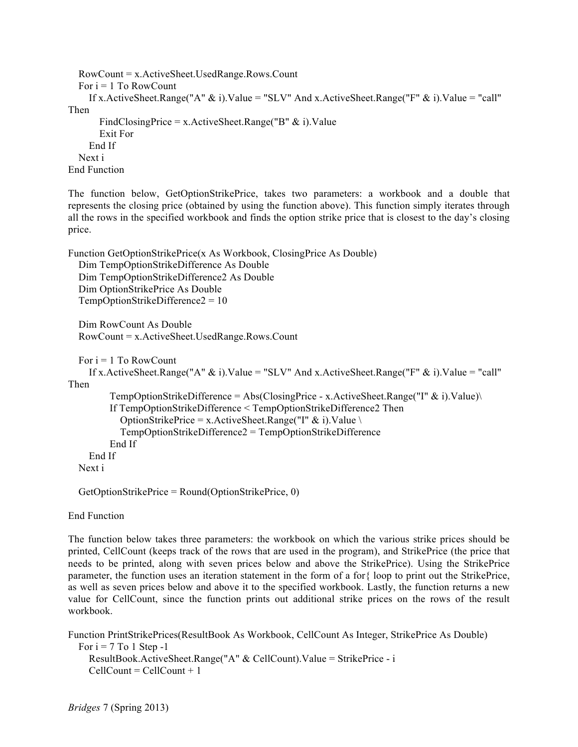```
    RowCount = x.ActiveSheet.UsedRange.Rows.Count
    For i = 1 To RowCount
        If x.ActiveSheet.Range("A" & i).Value = "SLV" And x.ActiveSheet.Range("F" & i).Value = "call"
Then
            FindClosingPrice = x.ActiveSheet.Range("B" & i).Value
            Exit For
        End If
    Next i
End Function
```

The function below, GetOptionStrikePrice, takes two parameters: a workbook and a double that represents the closing price (obtained by using the function above). This function simply iterates through all the rows in the specified workbook and finds the option strike price that is closest to the day's closing price.

```
Function GetOptionStrikePrice(x As Workbook, ClosingPrice As Double)
    Dim TempOptionStrikeDifference As Double
    Dim TempOptionStrikeDifference2 As Double
    Dim OptionStrikePrice As Double
    TempOptionStrikeDifference2 = 10

    Dim RowCount As Double
    RowCount = x.ActiveSheet.UsedRange.Rows.Count

    For i = 1 To RowCount
        If x.ActiveSheet.Range("A" & i).Value = "SLV" And x.ActiveSheet.Range("F" & i).Value = "call"
Then
                TempOptionStrikeDifference = Abs(ClosingPrice - x.ActiveSheet.Range("I" & i).Value)\
                If TempOptionStrikeDifference < TempOptionStrikeDifference2 Then
                    OptionStrikePrice = x.ActiveSheet.Range("I" & i).Value \
                    TempOptionStrikeDifference2 = TempOptionStrikeDifference
                End If
        End If
    Next i

    GetOptionStrikePrice = Round(OptionStrikePrice, 0)

End Function
```

The function below takes three parameters: the workbook on which the various strike prices should be printed, CellCount (keeps track of the rows that are used in the program), and StrikePrice (the price that needs to be printed, along with seven prices below and above the StrikePrice). Using the StrikePrice parameter, the function uses an iteration statement in the form of a for{ loop to print out the StrikePrice, as well as seven prices below and above it to the specified workbook. Lastly, the function returns a new value for CellCount, since the function prints out additional strike prices on the rows of the result workbook.

```
Function PrintStrikePrices(ResultBook As Workbook, CellCount As Integer, StrikePrice As Double)
    For i = 7 To 1 Step -1
        ResultBook.ActiveSheet.Range("A" & CellCount).Value = StrikePrice - i
        CellCount = CellCount + 1
```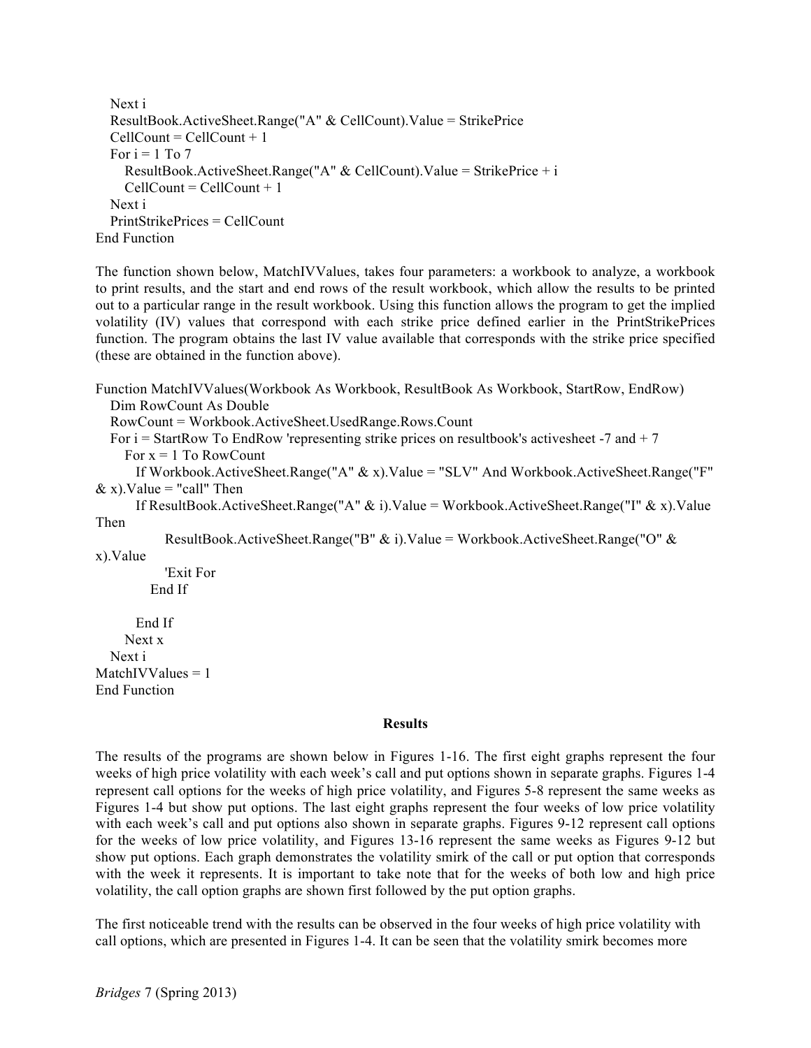```
    Next i
    ResultBook.ActiveSheet.Range("A" & CellCount).Value = StrikePrice
    CellCount = CellCount + 1
    For i = 1 To 7
        ResultBook.ActiveSheet.Range("A" & CellCount).Value = StrikePrice + i
        CellCount = CellCount + 1
    Next i
    PrintStrikePrices = CellCount
End Function
```

The function shown below, MatchIVValues, takes four parameters: a workbook to analyze, a workbook to print results, and the start and end rows of the result workbook, which allow the results to be printed out to a particular range in the result workbook. Using this function allows the program to get the implied volatility (IV) values that correspond with each strike price defined earlier in the PrintStrikePrices function. The program obtains the last IV value available that corresponds with the strike price specified (these are obtained in the function above).

```
Function MatchIVValues(Workbook As Workbook, ResultBook As Workbook, StartRow, EndRow)
    Dim RowCount As Double
    RowCount = Workbook.ActiveSheet.UsedRange.Rows.Count
    For i = StartRow To EndRow 'representing strike prices on resultbook's activesheet -7 and + 7
        For x = 1 To RowCount
            If Workbook.ActiveSheet.Range("A" & x).Value = "SLV" And Workbook.ActiveSheet.Range("F" & x).Value = "call" Then
            If ResultBook.ActiveSheet.Range("A" & i).Value = Workbook.ActiveSheet.Range("I" & x).Value Then
                ResultBook.ActiveSheet.Range("B" & i).Value = Workbook.ActiveSheet.Range("O" & x).Value
                'Exit For
            End If

            End If
        Next x
    Next i
MatchIVValues = 1
End Function
```

## Results

The results of the programs are shown below in Figures 1-16. The first eight graphs represent the four weeks of high price volatility with each week's call and put options shown in separate graphs. Figures 1-4 represent call options for the weeks of high price volatility, and Figures 5-8 represent the same weeks as Figures 1-4 but show put options. The last eight graphs represent the four weeks of low price volatility with each week's call and put options also shown in separate graphs. Figures 9-12 represent call options for the weeks of low price volatility, and Figures 13-16 represent the same weeks as Figures 9-12 but show put options. Each graph demonstrates the volatility smirk of the call or put option that corresponds with the week it represents. It is important to take note that for the weeks of both low and high price volatility, the call option graphs are shown first followed by the put option graphs.

The first noticeable trend with the results can be observed in the four weeks of high price volatility with call options, which are presented in Figures 1-4. It can be seen that the volatility smirk becomes more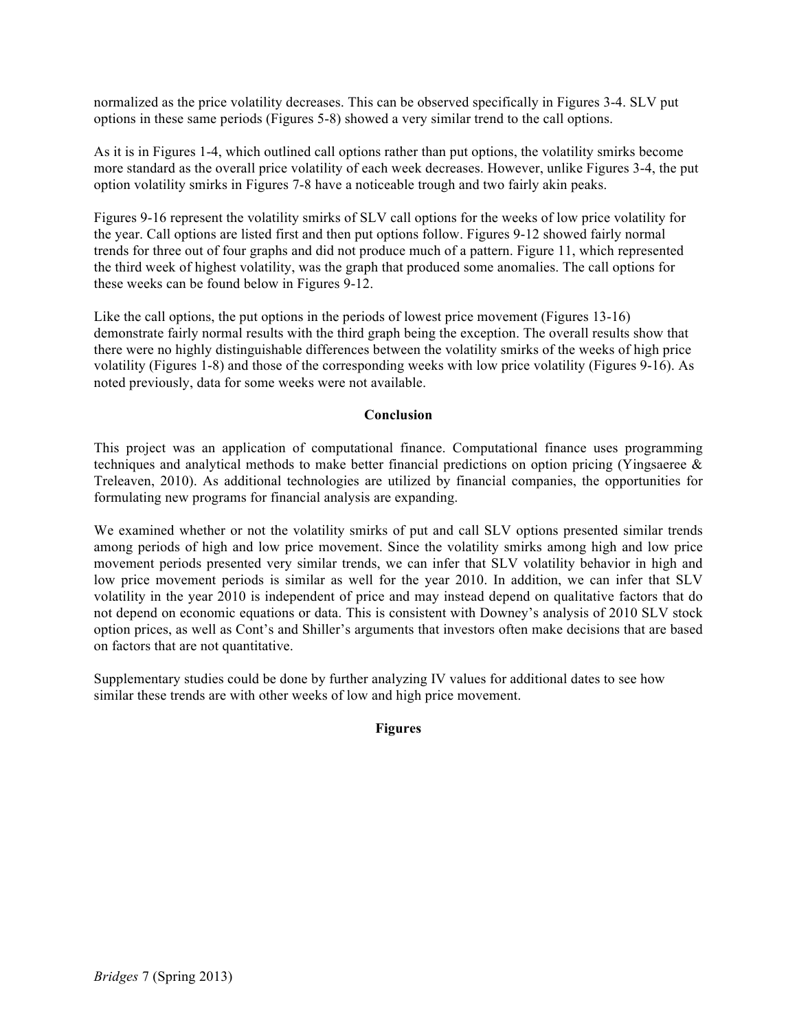normalized as the price volatility decreases. This can be observed specifically in Figures 3-4. SLV put options in these same periods (Figures 5-8) showed a very similar trend to the call options.

As it is in Figures 1-4, which outlined call options rather than put options, the volatility smirks become more standard as the overall price volatility of each week decreases. However, unlike Figures 3-4, the put option volatility smirks in Figures 7-8 have a noticeable trough and two fairly akin peaks.

Figures 9-16 represent the volatility smirks of SLV call options for the weeks of low price volatility for the year. Call options are listed first and then put options follow. Figures 9-12 showed fairly normal trends for three out of four graphs and did not produce much of a pattern. Figure 11, which represented the third week of highest volatility, was the graph that produced some anomalies. The call options for these weeks can be found below in Figures 9-12.

Like the call options, the put options in the periods of lowest price movement (Figures 13-16) demonstrate fairly normal results with the third graph being the exception. The overall results show that there were no highly distinguishable differences between the volatility smirks of the weeks of high price volatility (Figures 1-8) and those of the corresponding weeks with low price volatility (Figures 9-16). As noted previously, data for some weeks were not available.

## Conclusion

This project was an application of computational finance. Computational finance uses programming techniques and analytical methods to make better financial predictions on option pricing (Yingsaeree & Treleaven, 2010). As additional technologies are utilized by financial companies, the opportunities for formulating new programs for financial analysis are expanding.

We examined whether or not the volatility smirks of put and call SLV options presented similar trends among periods of high and low price movement. Since the volatility smirks among high and low price movement periods presented very similar trends, we can infer that SLV volatility behavior in high and low price movement periods is similar as well for the year 2010. In addition, we can infer that SLV volatility in the year 2010 is independent of price and may instead depend on qualitative factors that do not depend on economic equations or data. This is consistent with Downey's analysis of 2010 SLV stock option prices, as well as Cont's and Shiller's arguments that investors often make decisions that are based on factors that are not quantitative.

Supplementary studies could be done by further analyzing IV values for additional dates to see how similar these trends are with other weeks of low and high price movement.

## Figures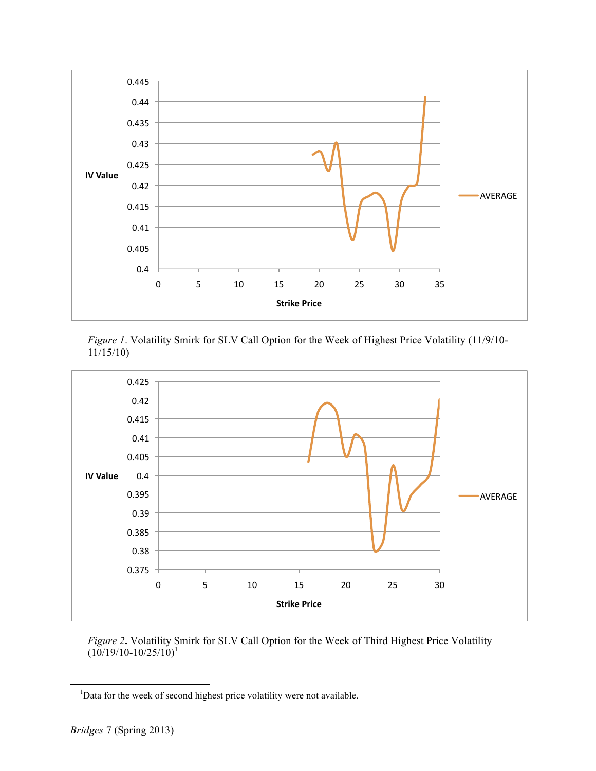*Figure 1*. Volatility Smirk for SLV Call Option for the Week of Highest Price Volatility (11/9/10-11/15/10)

*Figure 2***.** Volatility Smirk for SLV Call Option for the Week of Third Highest Price Volatility (10/19/10-10/25/10)[1]

[1]Data for the week of second highest price volatility were not available.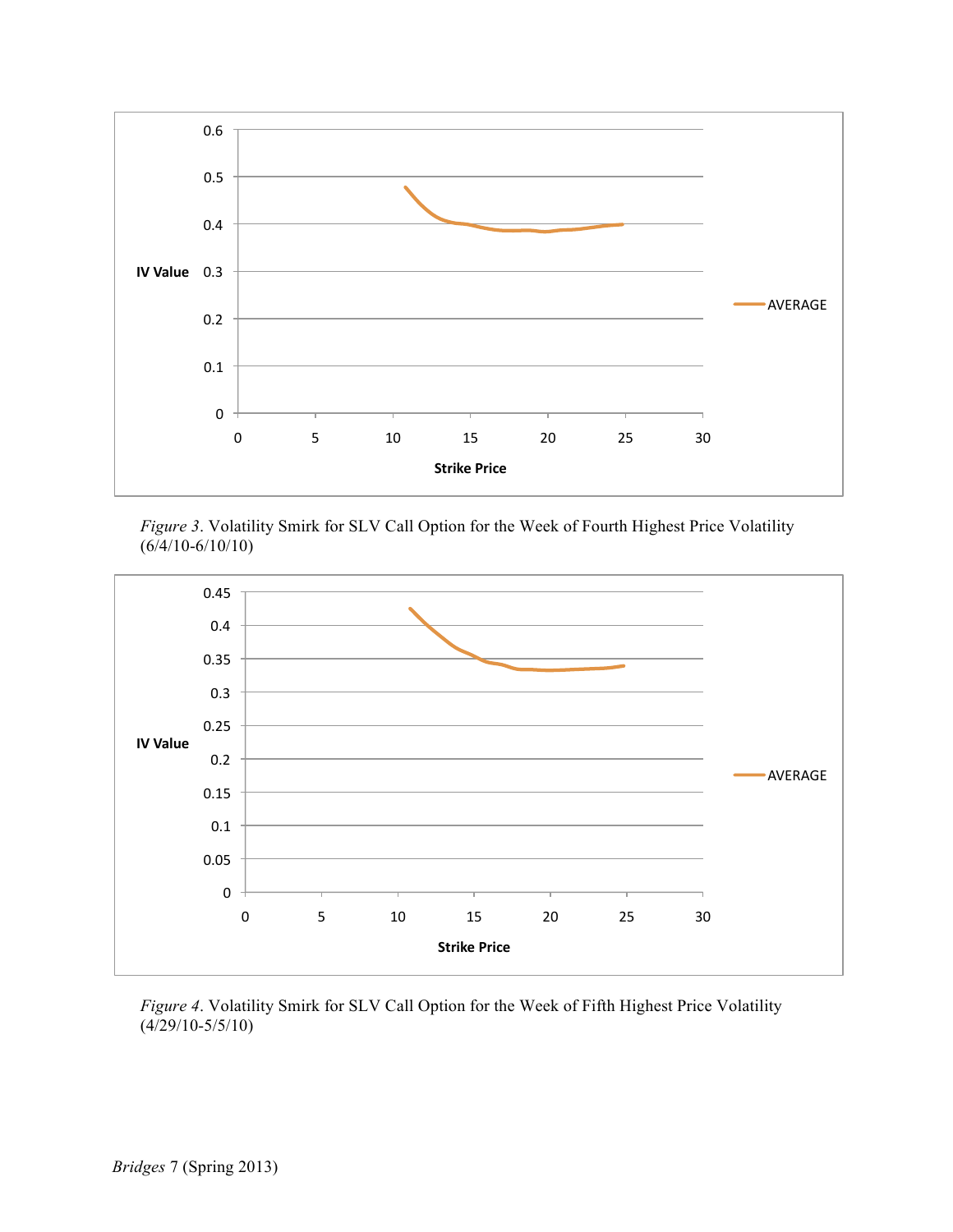*Figure 3*. Volatility Smirk for SLV Call Option for the Week of Fourth Highest Price Volatility (6/4/10-6/10/10)

*Figure 4*. Volatility Smirk for SLV Call Option for the Week of Fifth Highest Price Volatility (4/29/10-5/5/10)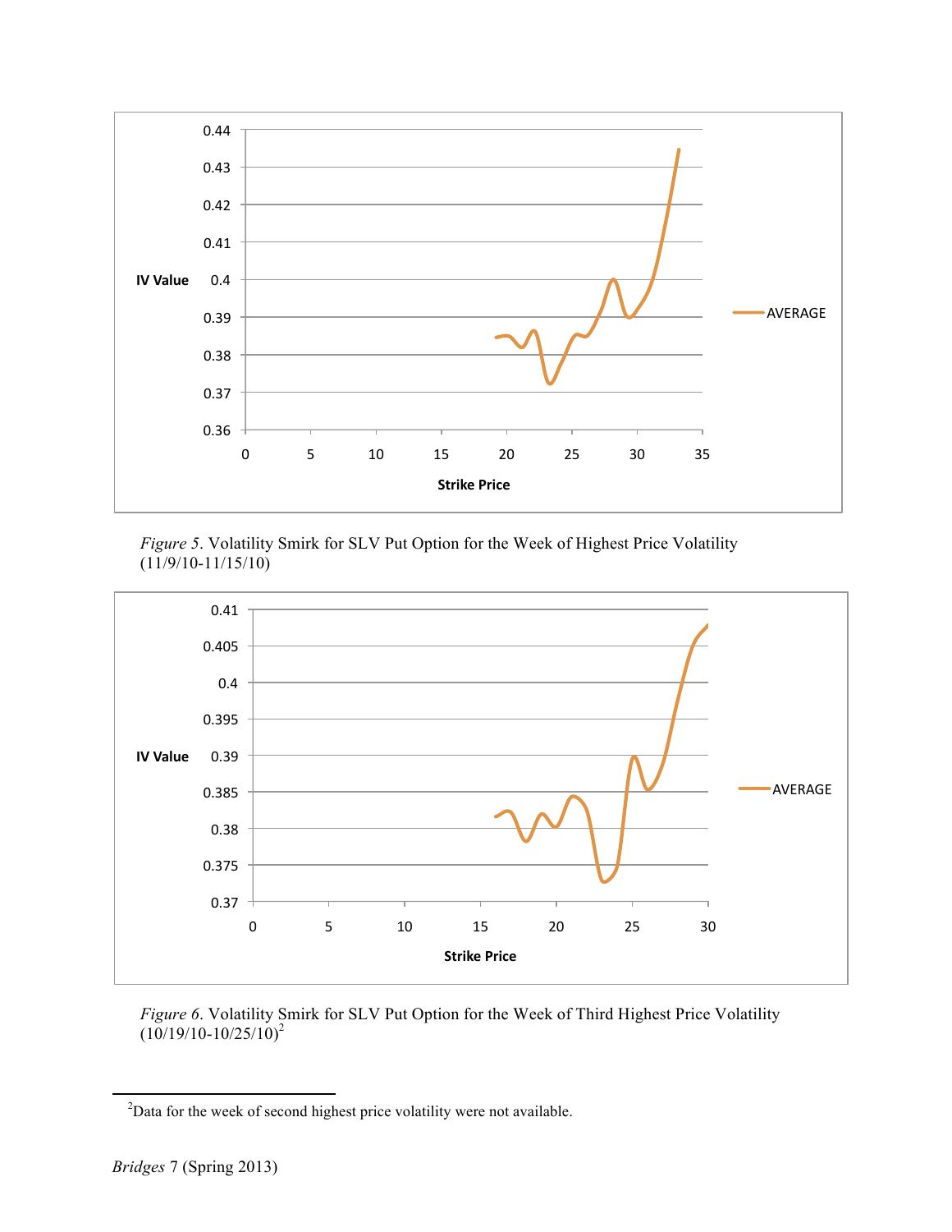*Figure 5*. Volatility Smirk for SLV Put Option for the Week of Highest Price Volatility (11/9/10-11/15/10)

*Figure 6*. Volatility Smirk for SLV Put Option for the Week of Third Highest Price Volatility (10/19/10-10/25/10)[2]

[2]Data for the week of second highest price volatility were not available.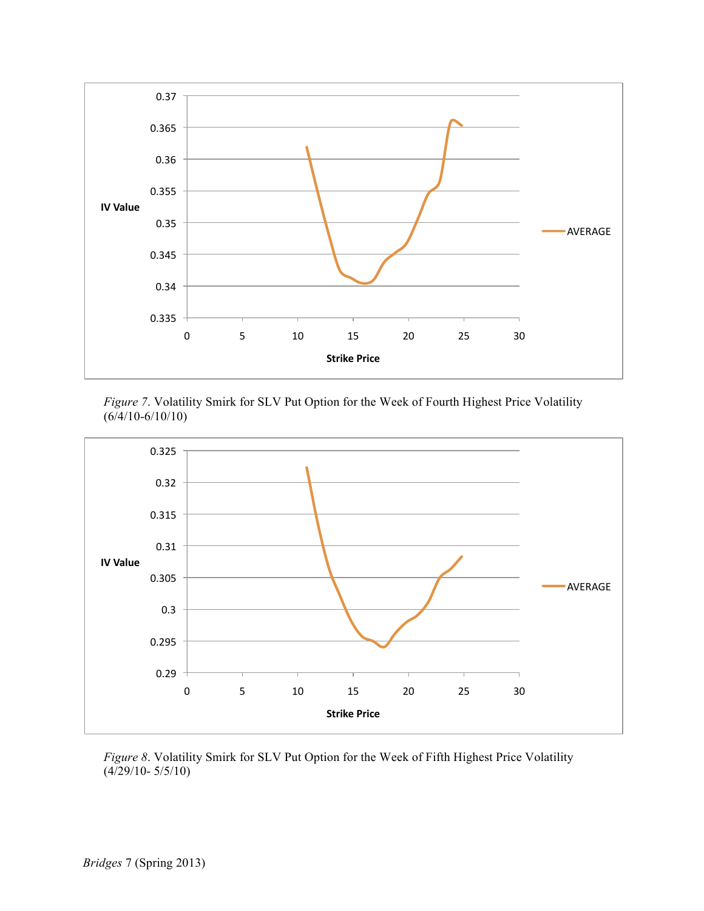*Figure 7*. Volatility Smirk for SLV Put Option for the Week of Fourth Highest Price Volatility (6/4/10-6/10/10)

*Figure 8*. Volatility Smirk for SLV Put Option for the Week of Fifth Highest Price Volatility (4/29/10- 5/5/10)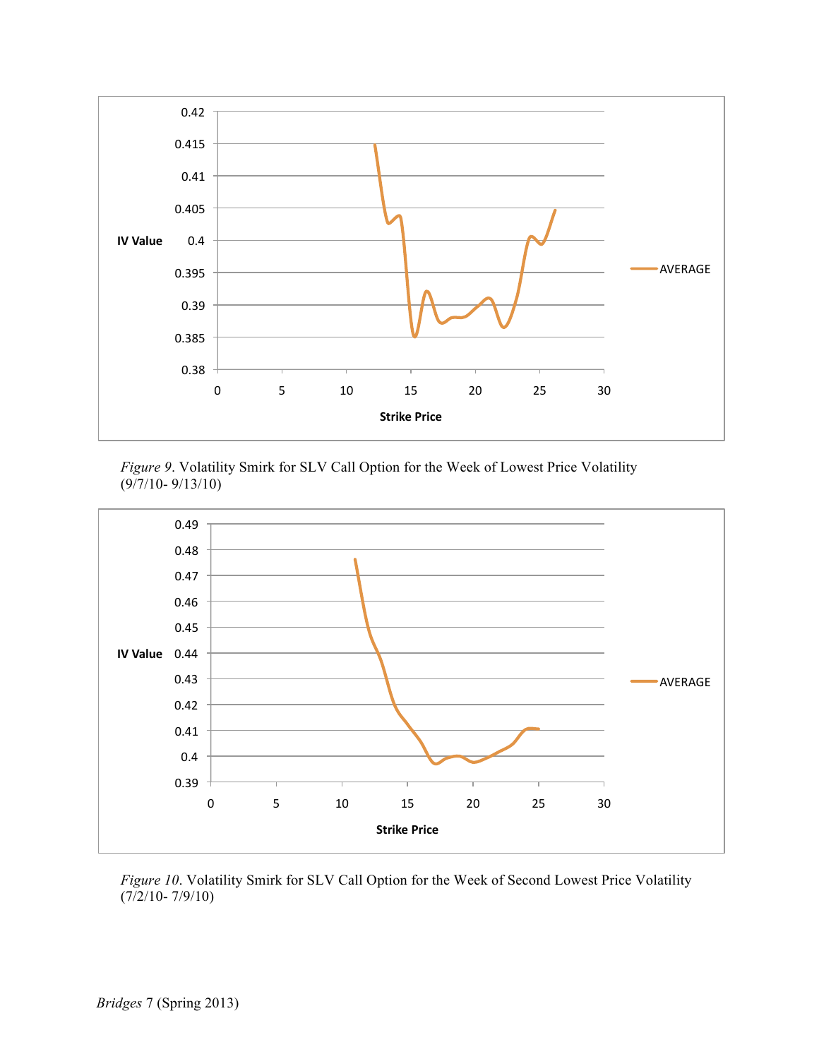*Figure 9*. Volatility Smirk for SLV Call Option for the Week of Lowest Price Volatility (9/7/10- 9/13/10)

*Figure 10*. Volatility Smirk for SLV Call Option for the Week of Second Lowest Price Volatility (7/2/10- 7/9/10)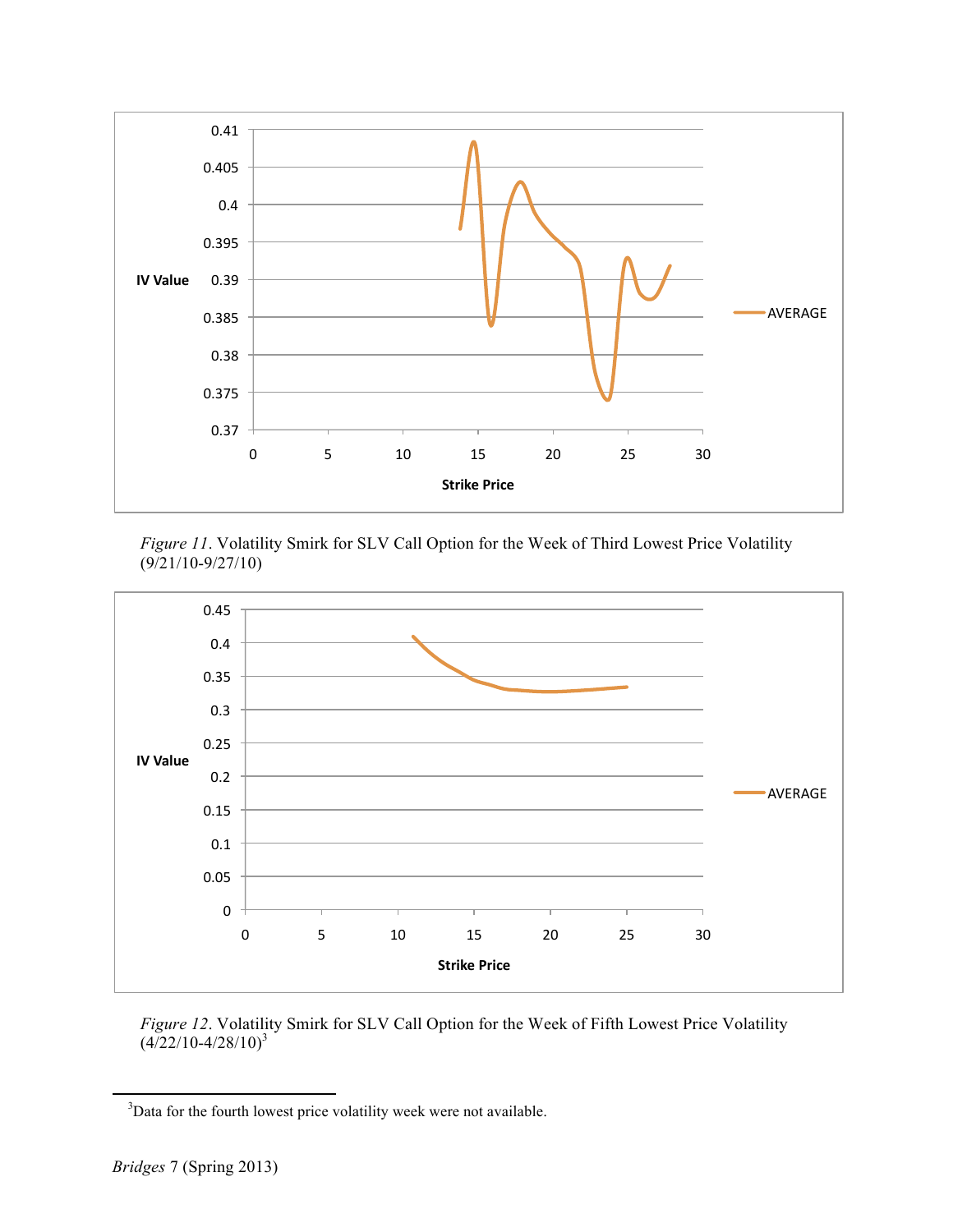*Figure 11*. Volatility Smirk for SLV Call Option for the Week of Third Lowest Price Volatility (9/21/10-9/27/10)

*Figure 12*. Volatility Smirk for SLV Call Option for the Week of Fifth Lowest Price Volatility (4/22/10-4/28/10)[3]

[3]Data for the fourth lowest price volatility week were not available.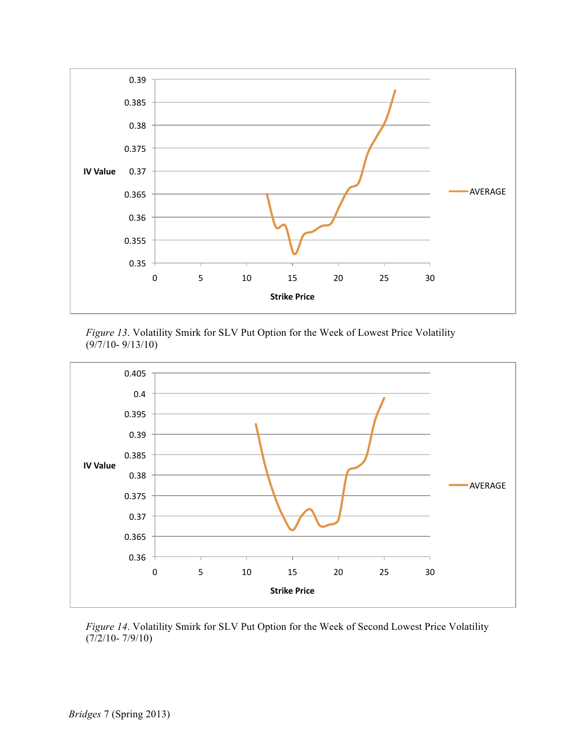*Figure 13*. Volatility Smirk for SLV Put Option for the Week of Lowest Price Volatility (9/7/10- 9/13/10)

*Figure 14*. Volatility Smirk for SLV Put Option for the Week of Second Lowest Price Volatility (7/2/10- 7/9/10)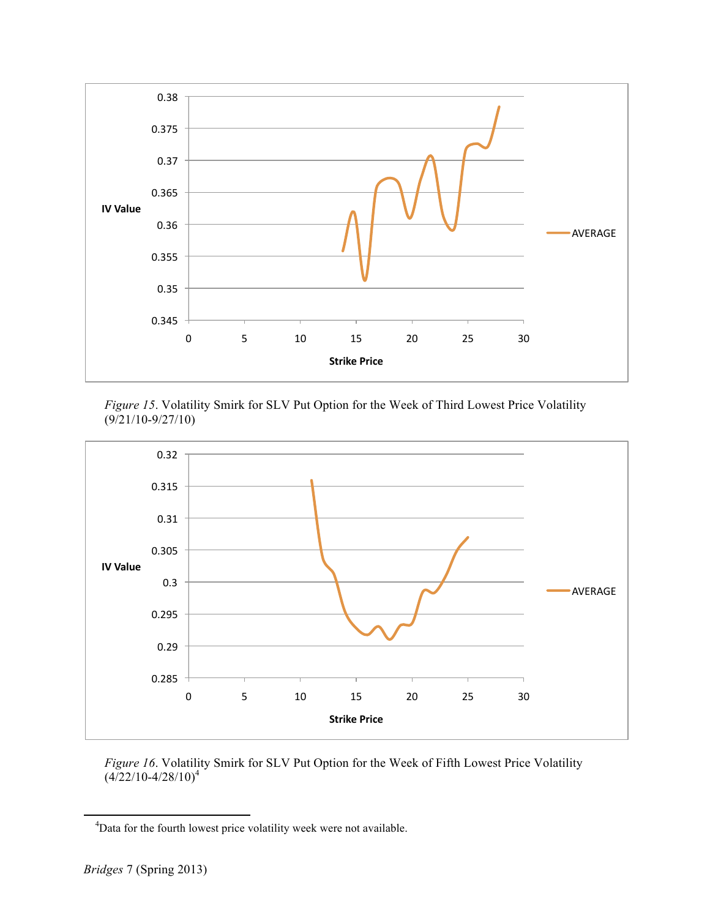*Figure 15*. Volatility Smirk for SLV Put Option for the Week of Third Lowest Price Volatility (9/21/10-9/27/10)

*Figure 16*. Volatility Smirk for SLV Put Option for the Week of Fifth Lowest Price Volatility (4/22/10-4/28/10)[4]

[4]Data for the fourth lowest price volatility week were not available.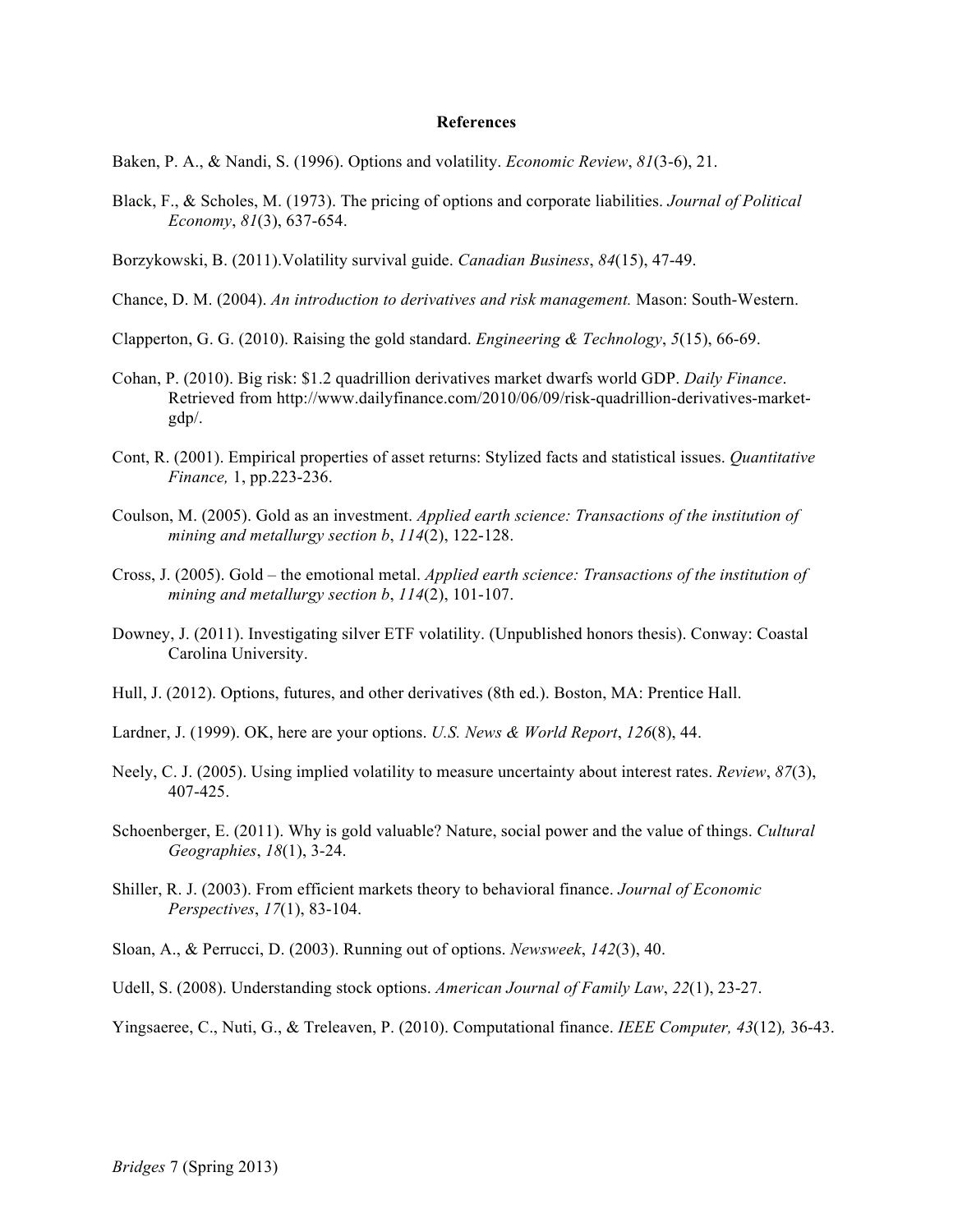**References**

Baken, P. A., & Nandi, S. (1996). Options and volatility. *Economic Review*, *81*(3-6), 21.

Black, F., & Scholes, M. (1973). The pricing of options and corporate liabilities. *Journal of Political Economy*, *81*(3), 637-654.

Borzykowski, B. (2011).Volatility survival guide. *Canadian Business*, *84*(15), 47-49.

Chance, D. M. (2004). *An introduction to derivatives and risk management.* Mason: South-Western.

Clapperton, G. G. (2010). Raising the gold standard. *Engineering & Technology*, *5*(15), 66-69.

Cohan, P. (2010). Big risk: $1.2 quadrillion derivatives market dwarfs world GDP. *Daily Finance*. Retrieved from http://www.dailyfinance.com/2010/06/09/risk-quadrillion-derivatives-market-gdp/.

Cont, R. (2001). Empirical properties of asset returns: Stylized facts and statistical issues. *Quantitative Finance,* 1, pp.223-236.

Coulson, M. (2005). Gold as an investment. *Applied earth science: Transactions of the institution of mining and metallurgy section b*, *114*(2), 122-128.

Cross, J. (2005). Gold – the emotional metal. *Applied earth science: Transactions of the institution of mining and metallurgy section b*, *114*(2), 101-107.

Downey, J. (2011). Investigating silver ETF volatility. (Unpublished honors thesis). Conway: Coastal Carolina University.

Hull, J. (2012). Options, futures, and other derivatives (8th ed.). Boston, MA: Prentice Hall.

Lardner, J. (1999). OK, here are your options. *U.S. News & World Report*, *126*(8), 44.

Neely, C. J. (2005). Using implied volatility to measure uncertainty about interest rates. *Review*, *87*(3), 407-425.

Schoenberger, E. (2011). Why is gold valuable? Nature, social power and the value of things. *Cultural Geographies*, *18*(1), 3-24.

Shiller, R. J. (2003). From efficient markets theory to behavioral finance. *Journal of Economic Perspectives*, *17*(1), 83-104.

Sloan, A., & Perrucci, D. (2003). Running out of options. *Newsweek*, *142*(3), 40.

Udell, S. (2008). Understanding stock options. *American Journal of Family Law*, *22*(1), 23-27.

Yingsaeree, C., Nuti, G., & Treleaven, P. (2010). Computational finance. *IEEE Computer, 43*(12)*,* 36-43.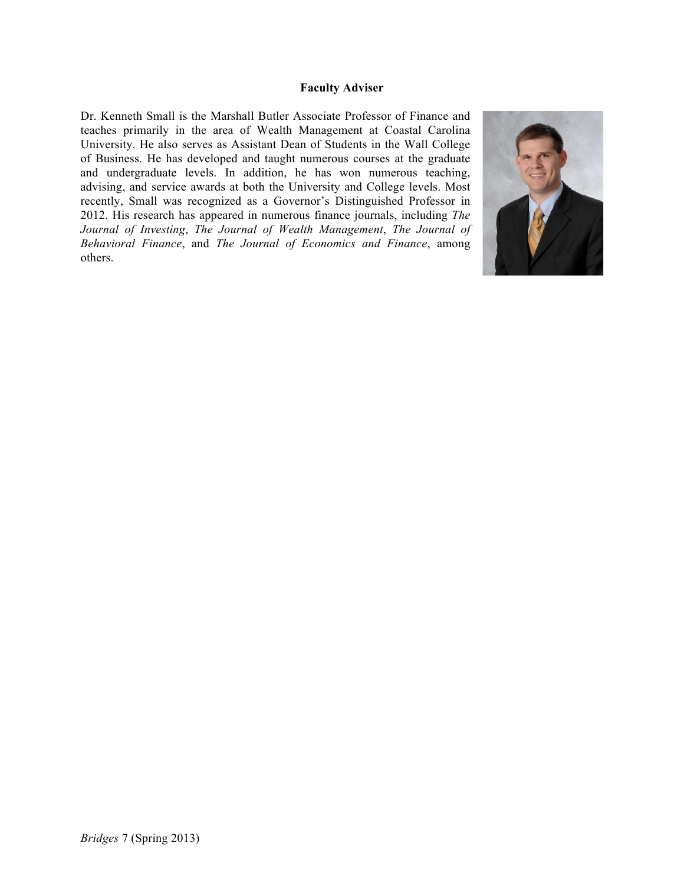**Faculty Adviser**

Dr. Kenneth Small is the Marshall Butler Associate Professor of Finance and teaches primarily in the area of Wealth Management at Coastal Carolina University. He also serves as Assistant Dean of Students in the Wall College of Business. He has developed and taught numerous courses at the graduate and undergraduate levels. In addition, he has won numerous teaching, advising, and service awards at both the University and College levels. Most recently, Small was recognized as a Governor's Distinguished Professor in 2012. His research has appeared in numerous finance journals, including *The Journal of Investing*, *The Journal of Wealth Management*, *The Journal of Behavioral Finance*, and *The Journal of Economics and Finance*, among others.